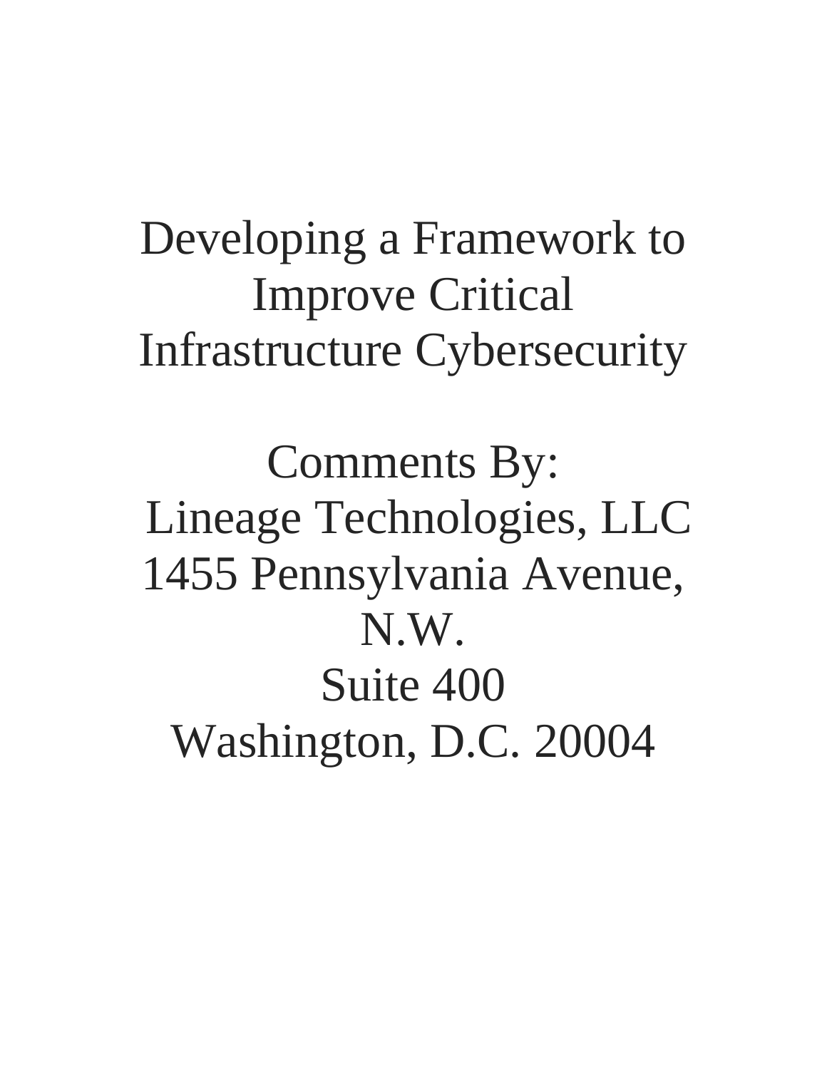# Developing a Framework to Improve Critical Infrastructure Cybersecurity

Comments By:
Lineage Technologies, LLC
1455 Pennsylvania Avenue, N.W.
Suite 400
Washington, D.C. 20004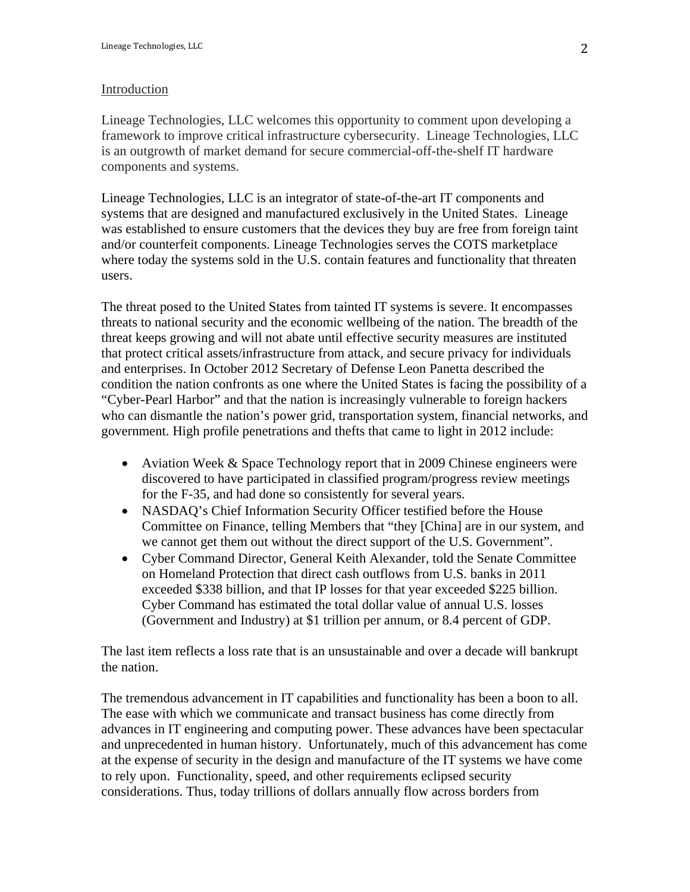## Introduction

Lineage Technologies, LLC welcomes this opportunity to comment upon developing a framework to improve critical infrastructure cybersecurity. Lineage Technologies, LLC is an outgrowth of market demand for secure commercial-off-the-shelf IT hardware components and systems.

Lineage Technologies, LLC is an integrator of state-of-the-art IT components and systems that are designed and manufactured exclusively in the United States. Lineage was established to ensure customers that the devices they buy are free from foreign taint and/or counterfeit components. Lineage Technologies serves the COTS marketplace where today the systems sold in the U.S. contain features and functionality that threaten users.

The threat posed to the United States from tainted IT systems is severe. It encompasses threats to national security and the economic wellbeing of the nation. The breadth of the threat keeps growing and will not abate until effective security measures are instituted that protect critical assets/infrastructure from attack, and secure privacy for individuals and enterprises. In October 2012 Secretary of Defense Leon Panetta described the condition the nation confronts as one where the United States is facing the possibility of a "Cyber-Pearl Harbor" and that the nation is increasingly vulnerable to foreign hackers who can dismantle the nation's power grid, transportation system, financial networks, and government. High profile penetrations and thefts that came to light in 2012 include:

- Aviation Week & Space Technology report that in 2009 Chinese engineers were discovered to have participated in classified program/progress review meetings for the F-35, and had done so consistently for several years.
- NASDAQ's Chief Information Security Officer testified before the House Committee on Finance, telling Members that "they [China] are in our system, and we cannot get them out without the direct support of the U.S. Government".
- Cyber Command Director, General Keith Alexander, told the Senate Committee on Homeland Protection that direct cash outflows from U.S. banks in 2011 exceeded $338 billion, and that IP losses for that year exceeded $225 billion. Cyber Command has estimated the total dollar value of annual U.S. losses (Government and Industry) at $1 trillion per annum, or 8.4 percent of GDP.

The last item reflects a loss rate that is an unsustainable and over a decade will bankrupt the nation.

The tremendous advancement in IT capabilities and functionality has been a boon to all. The ease with which we communicate and transact business has come directly from advances in IT engineering and computing power. These advances have been spectacular and unprecedented in human history. Unfortunately, much of this advancement has come at the expense of security in the design and manufacture of the IT systems we have come to rely upon. Functionality, speed, and other requirements eclipsed security considerations. Thus, today trillions of dollars annually flow across borders from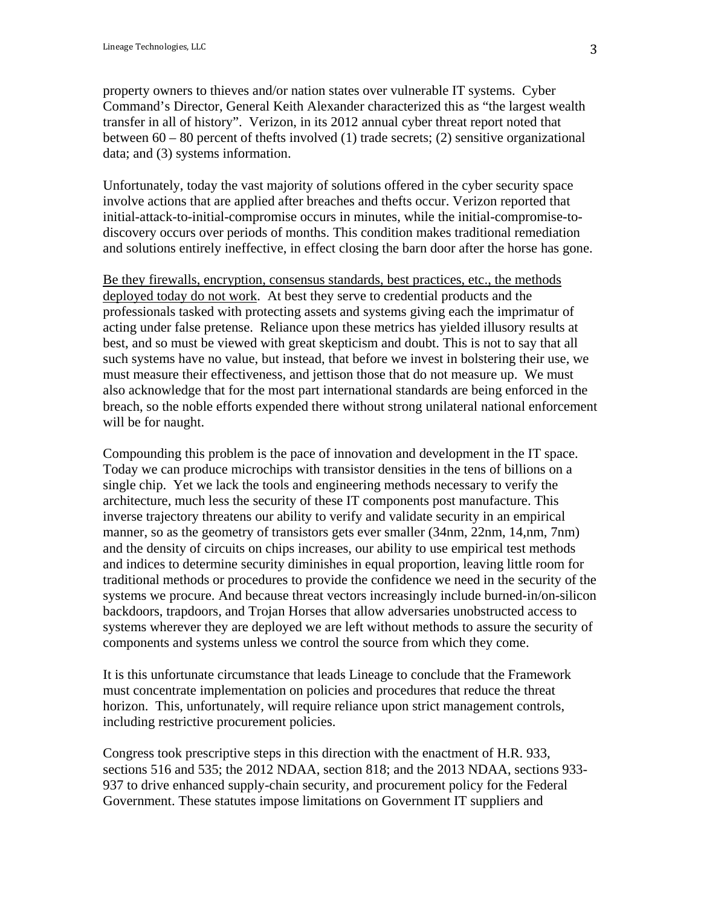property owners to thieves and/or nation states over vulnerable IT systems. Cyber Command's Director, General Keith Alexander characterized this as "the largest wealth transfer in all of history". Verizon, in its 2012 annual cyber threat report noted that between 60 – 80 percent of thefts involved (1) trade secrets; (2) sensitive organizational data; and (3) systems information.

Unfortunately, today the vast majority of solutions offered in the cyber security space involve actions that are applied after breaches and thefts occur. Verizon reported that initial-attack-to-initial-compromise occurs in minutes, while the initial-compromise-to-discovery occurs over periods of months. This condition makes traditional remediation and solutions entirely ineffective, in effect closing the barn door after the horse has gone.

<u>Be they firewalls, encryption, consensus standards, best practices, etc., the methods deployed today do not work</u>. At best they serve to credential products and the professionals tasked with protecting assets and systems giving each the imprimatur of acting under false pretense. Reliance upon these metrics has yielded illusory results at best, and so must be viewed with great skepticism and doubt. This is not to say that all such systems have no value, but instead, that before we invest in bolstering their use, we must measure their effectiveness, and jettison those that do not measure up. We must also acknowledge that for the most part international standards are being enforced in the breach, so the noble efforts expended there without strong unilateral national enforcement will be for naught.

Compounding this problem is the pace of innovation and development in the IT space. Today we can produce microchips with transistor densities in the tens of billions on a single chip. Yet we lack the tools and engineering methods necessary to verify the architecture, much less the security of these IT components post manufacture. This inverse trajectory threatens our ability to verify and validate security in an empirical manner, so as the geometry of transistors gets ever smaller (34nm, 22nm, 14,nm, 7nm) and the density of circuits on chips increases, our ability to use empirical test methods and indices to determine security diminishes in equal proportion, leaving little room for traditional methods or procedures to provide the confidence we need in the security of the systems we procure. And because threat vectors increasingly include burned-in/on-silicon backdoors, trapdoors, and Trojan Horses that allow adversaries unobstructed access to systems wherever they are deployed we are left without methods to assure the security of components and systems unless we control the source from which they come.

It is this unfortunate circumstance that leads Lineage to conclude that the Framework must concentrate implementation on policies and procedures that reduce the threat horizon. This, unfortunately, will require reliance upon strict management controls, including restrictive procurement policies.

Congress took prescriptive steps in this direction with the enactment of H.R. 933, sections 516 and 535; the 2012 NDAA, section 818; and the 2013 NDAA, sections 933-937 to drive enhanced supply-chain security, and procurement policy for the Federal Government. These statutes impose limitations on Government IT suppliers and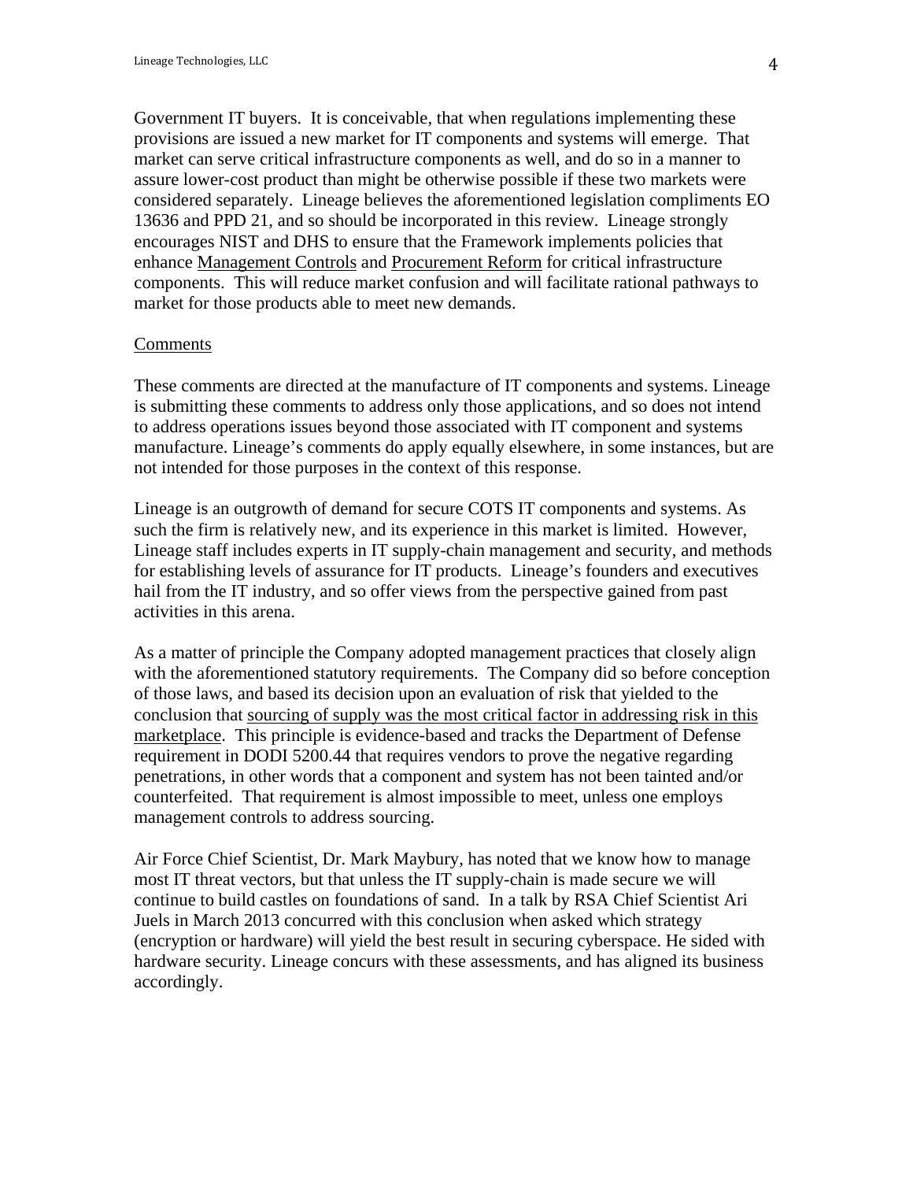Government IT buyers. It is conceivable, that when regulations implementing these provisions are issued a new market for IT components and systems will emerge. That market can serve critical infrastructure components as well, and do so in a manner to assure lower-cost product than might be otherwise possible if these two markets were considered separately. Lineage believes the aforementioned legislation compliments EO 13636 and PPD 21, and so should be incorporated in this review. Lineage strongly encourages NIST and DHS to ensure that the Framework implements policies that enhance <u>Management Controls</u> and <u>Procurement Reform</u> for critical infrastructure components. This will reduce market confusion and will facilitate rational pathways to market for those products able to meet new demands.

<u>Comments</u>

These comments are directed at the manufacture of IT components and systems. Lineage is submitting these comments to address only those applications, and so does not intend to address operations issues beyond those associated with IT component and systems manufacture. Lineage's comments do apply equally elsewhere, in some instances, but are not intended for those purposes in the context of this response.

Lineage is an outgrowth of demand for secure COTS IT components and systems. As such the firm is relatively new, and its experience in this market is limited. However, Lineage staff includes experts in IT supply-chain management and security, and methods for establishing levels of assurance for IT products. Lineage's founders and executives hail from the IT industry, and so offer views from the perspective gained from past activities in this arena.

As a matter of principle the Company adopted management practices that closely align with the aforementioned statutory requirements. The Company did so before conception of those laws, and based its decision upon an evaluation of risk that yielded to the conclusion that <u>sourcing of supply was the most critical factor in addressing risk in this marketplace</u>. This principle is evidence-based and tracks the Department of Defense requirement in DODI 5200.44 that requires vendors to prove the negative regarding penetrations, in other words that a component and system has not been tainted and/or counterfeited. That requirement is almost impossible to meet, unless one employs management controls to address sourcing.

Air Force Chief Scientist, Dr. Mark Maybury, has noted that we know how to manage most IT threat vectors, but that unless the IT supply-chain is made secure we will continue to build castles on foundations of sand. In a talk by RSA Chief Scientist Ari Juels in March 2013 concurred with this conclusion when asked which strategy (encryption or hardware) will yield the best result in securing cyberspace. He sided with hardware security. Lineage concurs with these assessments, and has aligned its business accordingly.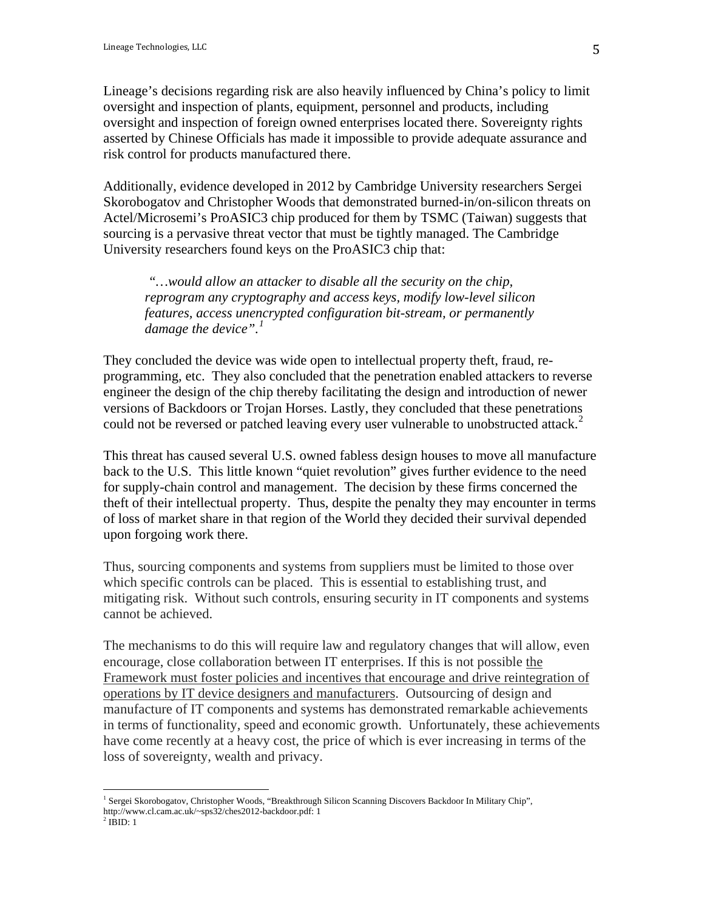Lineage's decisions regarding risk are also heavily influenced by China's policy to limit oversight and inspection of plants, equipment, personnel and products, including oversight and inspection of foreign owned enterprises located there. Sovereignty rights asserted by Chinese Officials has made it impossible to provide adequate assurance and risk control for products manufactured there.

Additionally, evidence developed in 2012 by Cambridge University researchers Sergei Skorobogatov and Christopher Woods that demonstrated burned-in/on-silicon threats on Actel/Microsemi's ProASIC3 chip produced for them by TSMC (Taiwan) suggests that sourcing is a pervasive threat vector that must be tightly managed. The Cambridge University researchers found keys on the ProASIC3 chip that:

> *"…would allow an attacker to disable all the security on the chip, reprogram any cryptography and access keys, modify low-level silicon features, access unencrypted configuration bit-stream, or permanently damage the device".*[1]

They concluded the device was wide open to intellectual property theft, fraud, re-programming, etc. They also concluded that the penetration enabled attackers to reverse engineer the design of the chip thereby facilitating the design and introduction of newer versions of Backdoors or Trojan Horses. Lastly, they concluded that these penetrations could not be reversed or patched leaving every user vulnerable to unobstructed attack.[2]

This threat has caused several U.S. owned fabless design houses to move all manufacture back to the U.S. This little known "quiet revolution" gives further evidence to the need for supply-chain control and management. The decision by these firms concerned the theft of their intellectual property. Thus, despite the penalty they may encounter in terms of loss of market share in that region of the World they decided their survival depended upon forgoing work there.

Thus, sourcing components and systems from suppliers must be limited to those over which specific controls can be placed. This is essential to establishing trust, and mitigating risk. Without such controls, ensuring security in IT components and systems cannot be achieved.

The mechanisms to do this will require law and regulatory changes that will allow, even encourage, close collaboration between IT enterprises. If this is not possible <u>the Framework must foster policies and incentives that encourage and drive reintegration of operations by IT device designers and manufacturers</u>. Outsourcing of design and manufacture of IT components and systems has demonstrated remarkable achievements in terms of functionality, speed and economic growth. Unfortunately, these achievements have come recently at a heavy cost, the price of which is ever increasing in terms of the loss of sovereignty, wealth and privacy.

---

[1] Sergei Skorobogatov, Christopher Woods, "Breakthrough Silicon Scanning Discovers Backdoor In Military Chip", http://www.cl.cam.ac.uk/~sps32/ches2012-backdoor.pdf: 1

[2] IBID: 1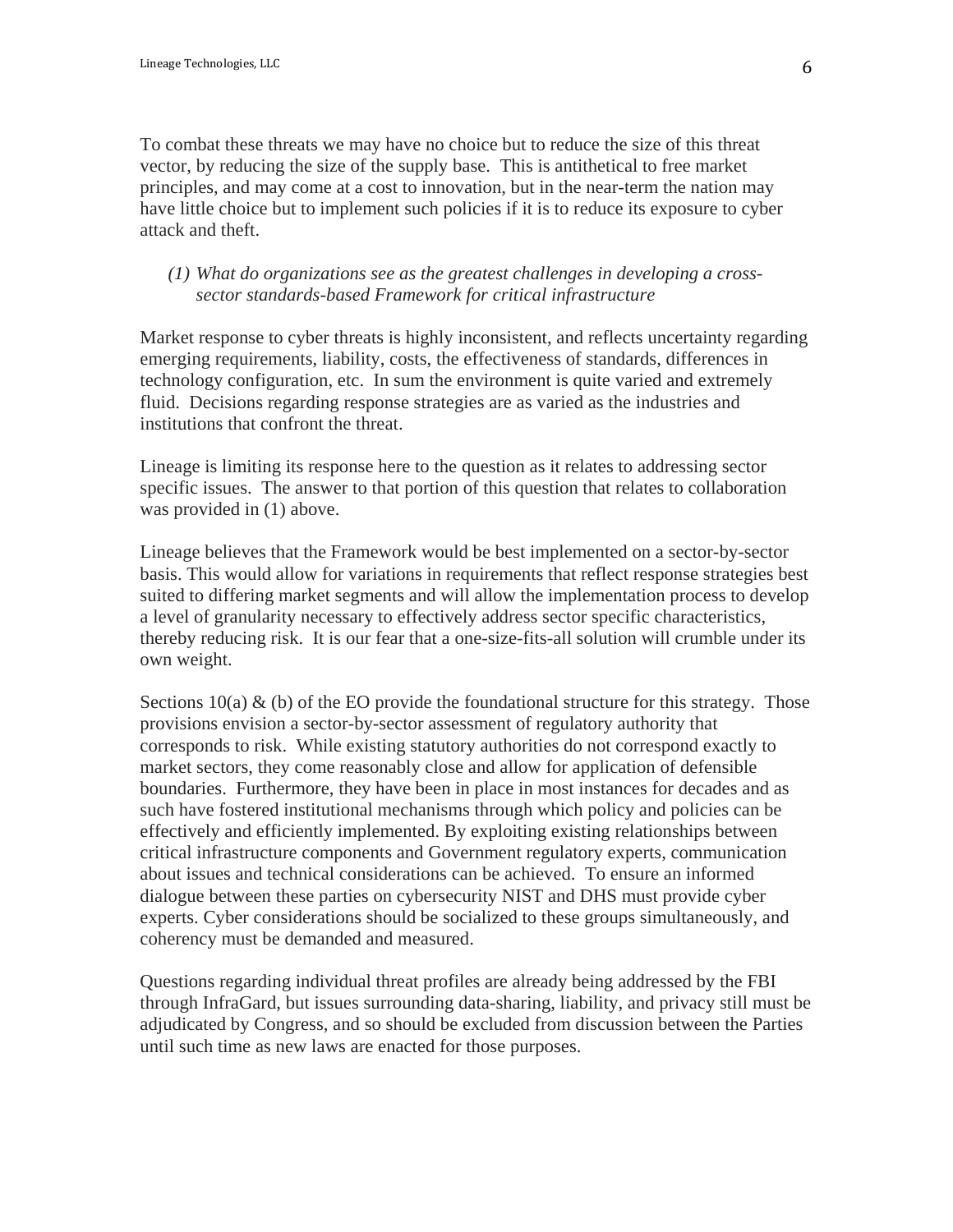To combat these threats we may have no choice but to reduce the size of this threat vector, by reducing the size of the supply base. This is antithetical to free market principles, and may come at a cost to innovation, but in the near-term the nation may have little choice but to implement such policies if it is to reduce its exposure to cyber attack and theft.

*(1) What do organizations see as the greatest challenges in developing a cross-sector standards-based Framework for critical infrastructure*

Market response to cyber threats is highly inconsistent, and reflects uncertainty regarding emerging requirements, liability, costs, the effectiveness of standards, differences in technology configuration, etc. In sum the environment is quite varied and extremely fluid. Decisions regarding response strategies are as varied as the industries and institutions that confront the threat.

Lineage is limiting its response here to the question as it relates to addressing sector specific issues. The answer to that portion of this question that relates to collaboration was provided in (1) above.

Lineage believes that the Framework would be best implemented on a sector-by-sector basis. This would allow for variations in requirements that reflect response strategies best suited to differing market segments and will allow the implementation process to develop a level of granularity necessary to effectively address sector specific characteristics, thereby reducing risk. It is our fear that a one-size-fits-all solution will crumble under its own weight.

Sections 10(a) & (b) of the EO provide the foundational structure for this strategy. Those provisions envision a sector-by-sector assessment of regulatory authority that corresponds to risk. While existing statutory authorities do not correspond exactly to market sectors, they come reasonably close and allow for application of defensible boundaries. Furthermore, they have been in place in most instances for decades and as such have fostered institutional mechanisms through which policy and policies can be effectively and efficiently implemented. By exploiting existing relationships between critical infrastructure components and Government regulatory experts, communication about issues and technical considerations can be achieved. To ensure an informed dialogue between these parties on cybersecurity NIST and DHS must provide cyber experts. Cyber considerations should be socialized to these groups simultaneously, and coherency must be demanded and measured.

Questions regarding individual threat profiles are already being addressed by the FBI through InfraGard, but issues surrounding data-sharing, liability, and privacy still must be adjudicated by Congress, and so should be excluded from discussion between the Parties until such time as new laws are enacted for those purposes.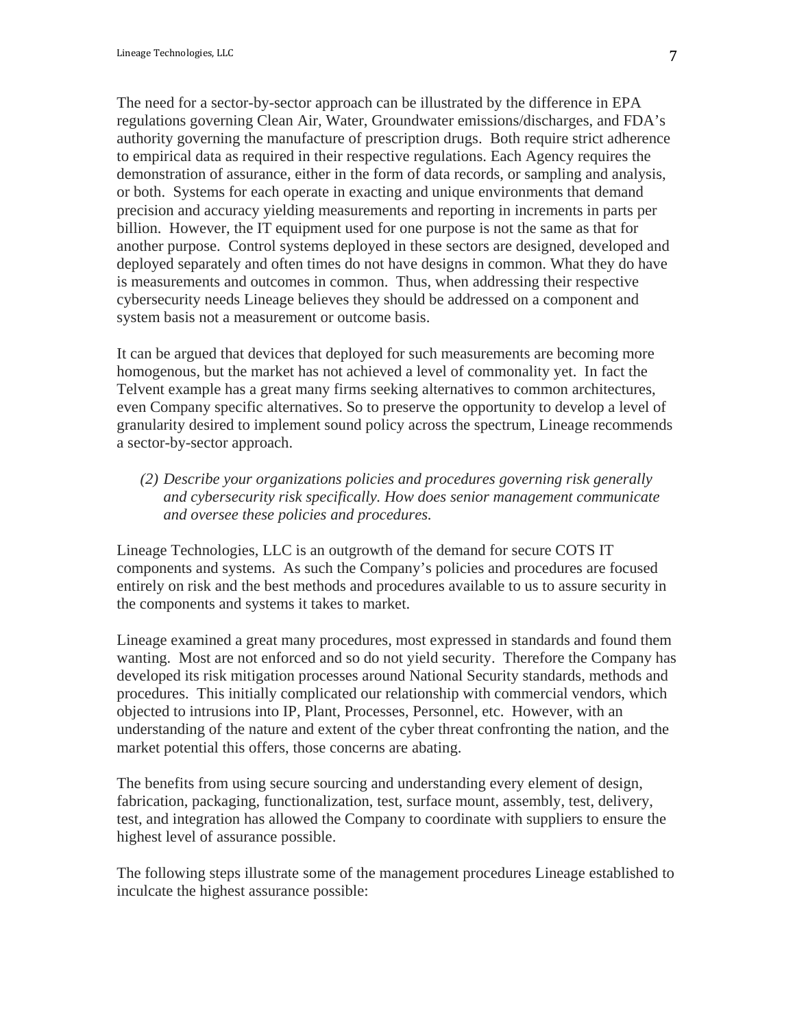The need for a sector-by-sector approach can be illustrated by the difference in EPA regulations governing Clean Air, Water, Groundwater emissions/discharges, and FDA's authority governing the manufacture of prescription drugs. Both require strict adherence to empirical data as required in their respective regulations. Each Agency requires the demonstration of assurance, either in the form of data records, or sampling and analysis, or both. Systems for each operate in exacting and unique environments that demand precision and accuracy yielding measurements and reporting in increments in parts per billion. However, the IT equipment used for one purpose is not the same as that for another purpose. Control systems deployed in these sectors are designed, developed and deployed separately and often times do not have designs in common. What they do have is measurements and outcomes in common. Thus, when addressing their respective cybersecurity needs Lineage believes they should be addressed on a component and system basis not a measurement or outcome basis.

It can be argued that devices that deployed for such measurements are becoming more homogenous, but the market has not achieved a level of commonality yet. In fact the Telvent example has a great many firms seeking alternatives to common architectures, even Company specific alternatives. So to preserve the opportunity to develop a level of granularity desired to implement sound policy across the spectrum, Lineage recommends a sector-by-sector approach.

*(2) Describe your organizations policies and procedures governing risk generally and cybersecurity risk specifically. How does senior management communicate and oversee these policies and procedures.*

Lineage Technologies, LLC is an outgrowth of the demand for secure COTS IT components and systems. As such the Company's policies and procedures are focused entirely on risk and the best methods and procedures available to us to assure security in the components and systems it takes to market.

Lineage examined a great many procedures, most expressed in standards and found them wanting. Most are not enforced and so do not yield security. Therefore the Company has developed its risk mitigation processes around National Security standards, methods and procedures. This initially complicated our relationship with commercial vendors, which objected to intrusions into IP, Plant, Processes, Personnel, etc. However, with an understanding of the nature and extent of the cyber threat confronting the nation, and the market potential this offers, those concerns are abating.

The benefits from using secure sourcing and understanding every element of design, fabrication, packaging, functionalization, test, surface mount, assembly, test, delivery, test, and integration has allowed the Company to coordinate with suppliers to ensure the highest level of assurance possible.

The following steps illustrate some of the management procedures Lineage established to inculcate the highest assurance possible: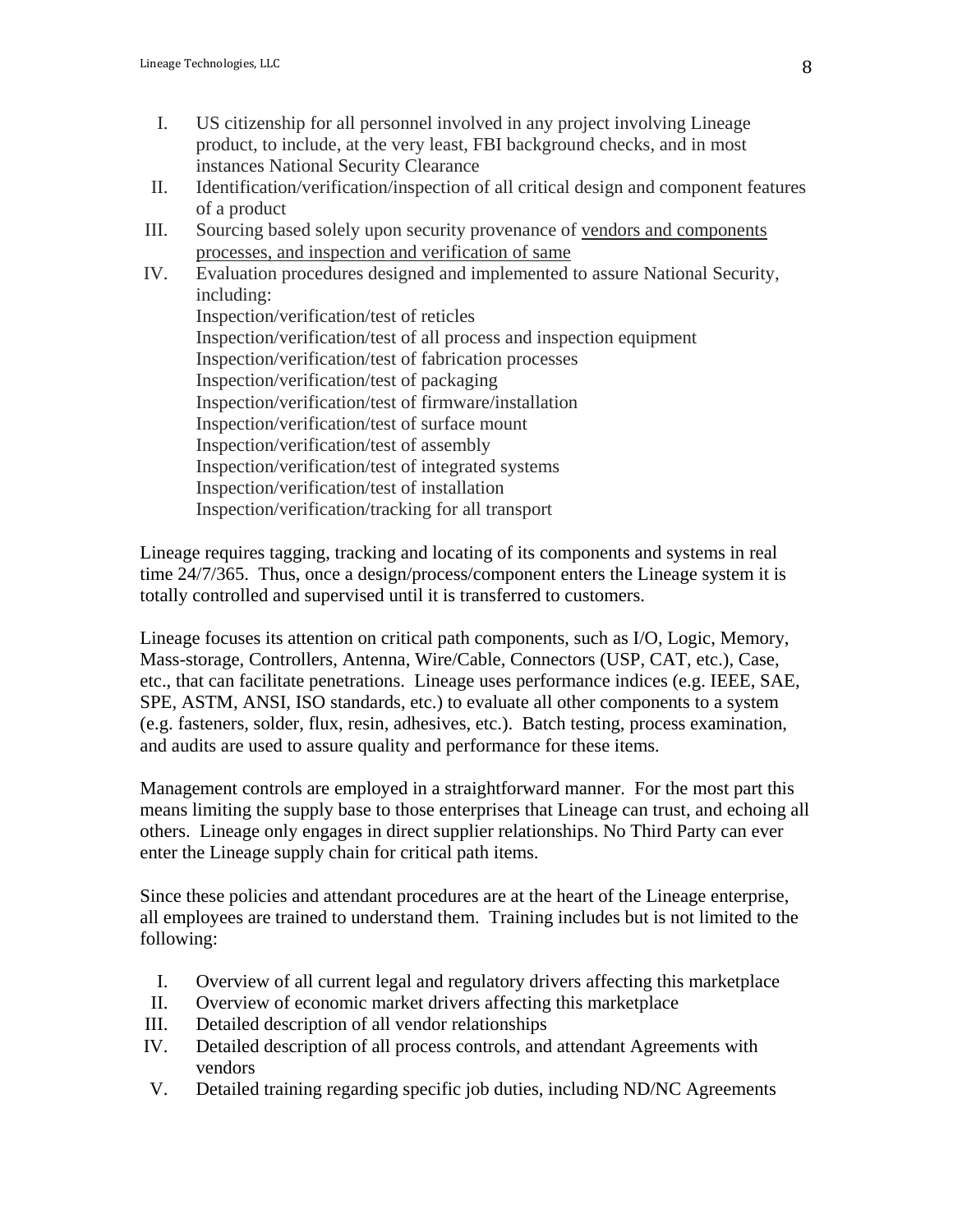I. US citizenship for all personnel involved in any project involving Lineage product, to include, at the very least, FBI background checks, and in most instances National Security Clearance
II. Identification/verification/inspection of all critical design and component features of a product
III. Sourcing based solely upon security provenance of <u>vendors and components processes, and inspection and verification of same</u>
IV. Evaluation procedures designed and implemented to assure National Security, including:
    Inspection/verification/test of reticles
    Inspection/verification/test of all process and inspection equipment
    Inspection/verification/test of fabrication processes
    Inspection/verification/test of packaging
    Inspection/verification/test of firmware/installation
    Inspection/verification/test of surface mount
    Inspection/verification/test of assembly
    Inspection/verification/test of integrated systems
    Inspection/verification/test of installation
    Inspection/verification/tracking for all transport

Lineage requires tagging, tracking and locating of its components and systems in real time 24/7/365. Thus, once a design/process/component enters the Lineage system it is totally controlled and supervised until it is transferred to customers.

Lineage focuses its attention on critical path components, such as I/O, Logic, Memory, Mass-storage, Controllers, Antenna, Wire/Cable, Connectors (USP, CAT, etc.), Case, etc., that can facilitate penetrations. Lineage uses performance indices (e.g. IEEE, SAE, SPE, ASTM, ANSI, ISO standards, etc.) to evaluate all other components to a system (e.g. fasteners, solder, flux, resin, adhesives, etc.). Batch testing, process examination, and audits are used to assure quality and performance for these items.

Management controls are employed in a straightforward manner. For the most part this means limiting the supply base to those enterprises that Lineage can trust, and echoing all others. Lineage only engages in direct supplier relationships. No Third Party can ever enter the Lineage supply chain for critical path items.

Since these policies and attendant procedures are at the heart of the Lineage enterprise, all employees are trained to understand them. Training includes but is not limited to the following:

I. Overview of all current legal and regulatory drivers affecting this marketplace
II. Overview of economic market drivers affecting this marketplace
III. Detailed description of all vendor relationships
IV. Detailed description of all process controls, and attendant Agreements with vendors
V. Detailed training regarding specific job duties, including ND/NC Agreements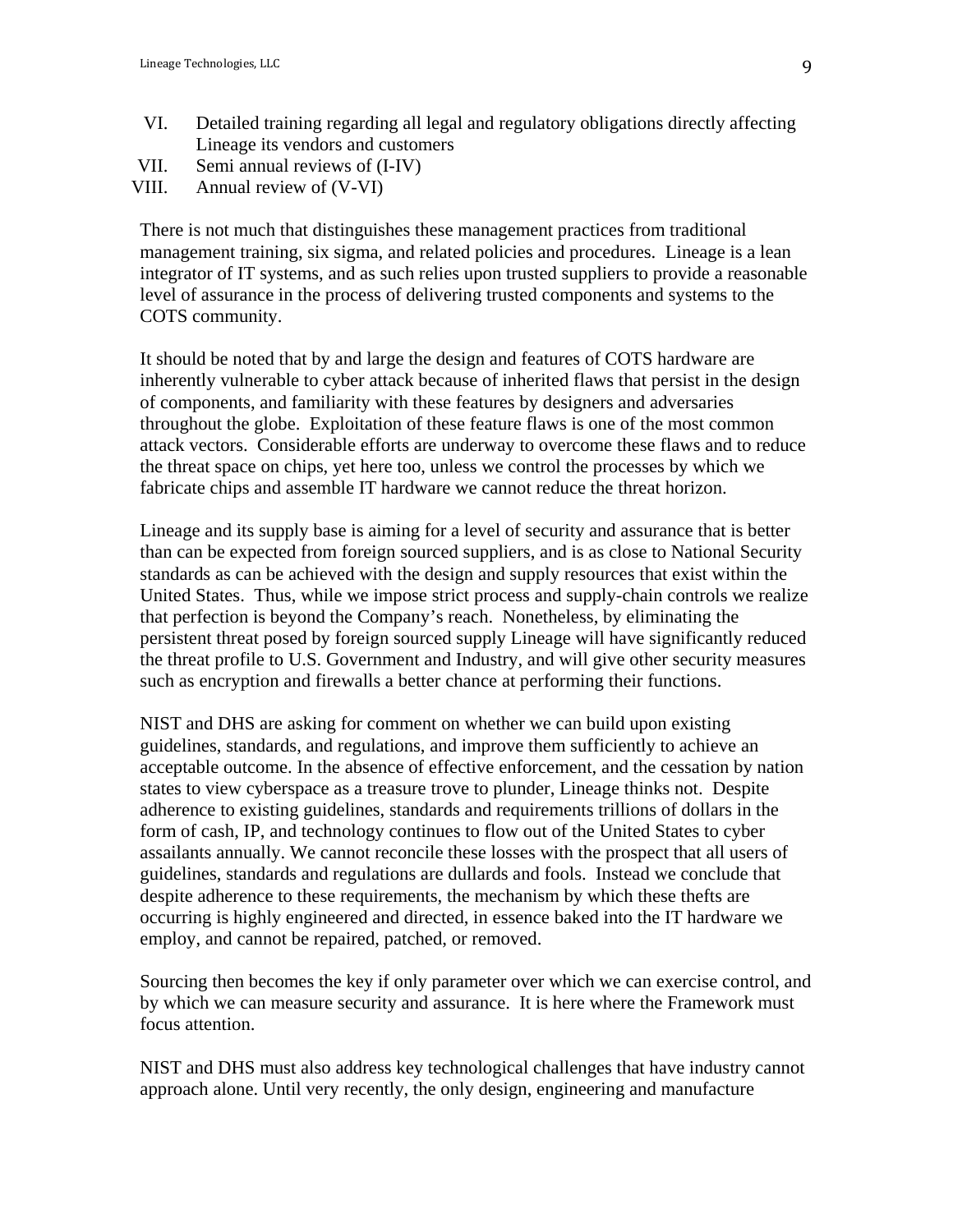VI. Detailed training regarding all legal and regulatory obligations directly affecting Lineage its vendors and customers
VII. Semi annual reviews of (I-IV)
VIII. Annual review of (V-VI)

There is not much that distinguishes these management practices from traditional management training, six sigma, and related policies and procedures. Lineage is a lean integrator of IT systems, and as such relies upon trusted suppliers to provide a reasonable level of assurance in the process of delivering trusted components and systems to the COTS community.

It should be noted that by and large the design and features of COTS hardware are inherently vulnerable to cyber attack because of inherited flaws that persist in the design of components, and familiarity with these features by designers and adversaries throughout the globe. Exploitation of these feature flaws is one of the most common attack vectors. Considerable efforts are underway to overcome these flaws and to reduce the threat space on chips, yet here too, unless we control the processes by which we fabricate chips and assemble IT hardware we cannot reduce the threat horizon.

Lineage and its supply base is aiming for a level of security and assurance that is better than can be expected from foreign sourced suppliers, and is as close to National Security standards as can be achieved with the design and supply resources that exist within the United States. Thus, while we impose strict process and supply-chain controls we realize that perfection is beyond the Company's reach. Nonetheless, by eliminating the persistent threat posed by foreign sourced supply Lineage will have significantly reduced the threat profile to U.S. Government and Industry, and will give other security measures such as encryption and firewalls a better chance at performing their functions.

NIST and DHS are asking for comment on whether we can build upon existing guidelines, standards, and regulations, and improve them sufficiently to achieve an acceptable outcome. In the absence of effective enforcement, and the cessation by nation states to view cyberspace as a treasure trove to plunder, Lineage thinks not. Despite adherence to existing guidelines, standards and requirements trillions of dollars in the form of cash, IP, and technology continues to flow out of the United States to cyber assailants annually. We cannot reconcile these losses with the prospect that all users of guidelines, standards and regulations are dullards and fools. Instead we conclude that despite adherence to these requirements, the mechanism by which these thefts are occurring is highly engineered and directed, in essence baked into the IT hardware we employ, and cannot be repaired, patched, or removed.

Sourcing then becomes the key if only parameter over which we can exercise control, and by which we can measure security and assurance. It is here where the Framework must focus attention.

NIST and DHS must also address key technological challenges that have industry cannot approach alone. Until very recently, the only design, engineering and manufacture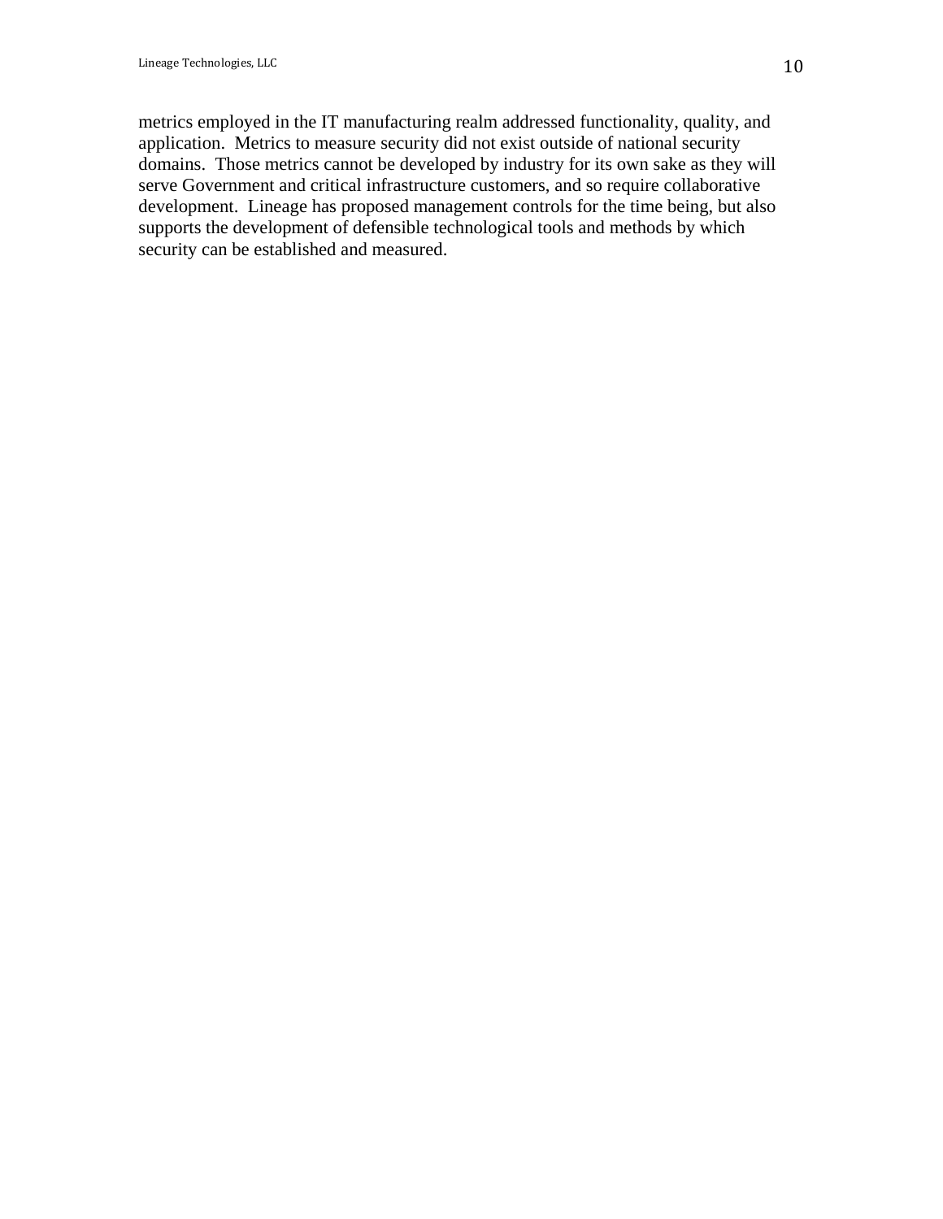metrics employed in the IT manufacturing realm addressed functionality, quality, and application. Metrics to measure security did not exist outside of national security domains. Those metrics cannot be developed by industry for its own sake as they will serve Government and critical infrastructure customers, and so require collaborative development. Lineage has proposed management controls for the time being, but also supports the development of defensible technological tools and methods by which security can be established and measured.